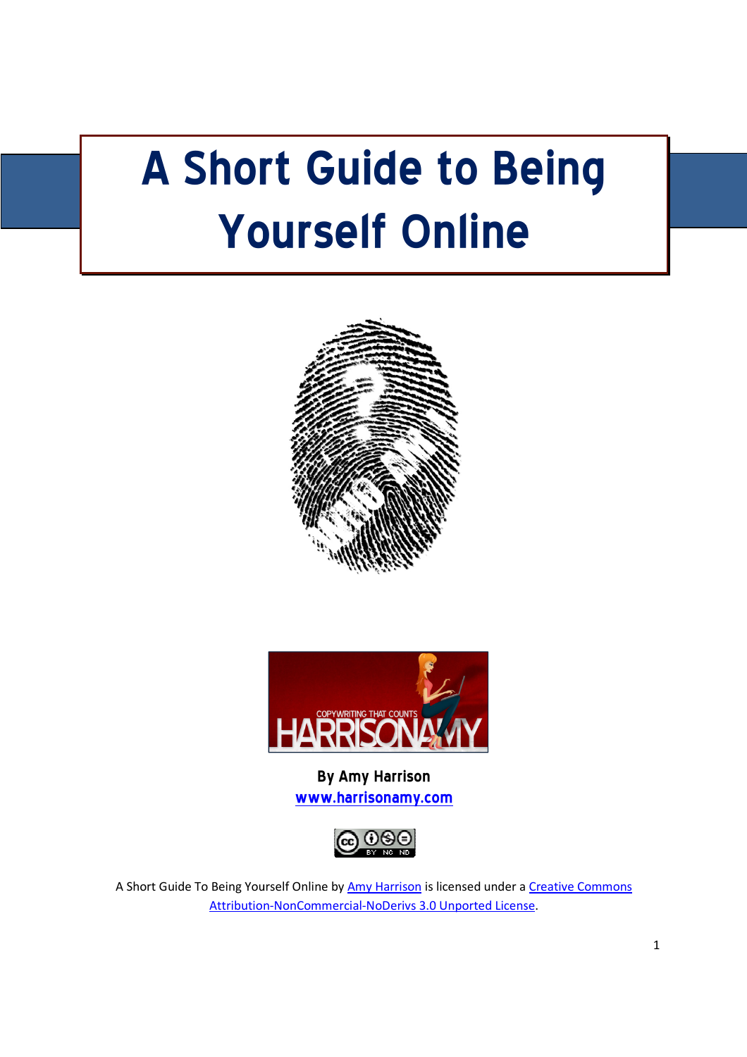# A Short Guide to Being Yourself Online

**By Amy Harrison**
**www.harrisonamy.com**

A Short Guide To Being Yourself Online by Amy Harrison is licensed under a Creative Commons Attribution-NonCommercial-NoDerivs 3.0 Unported License.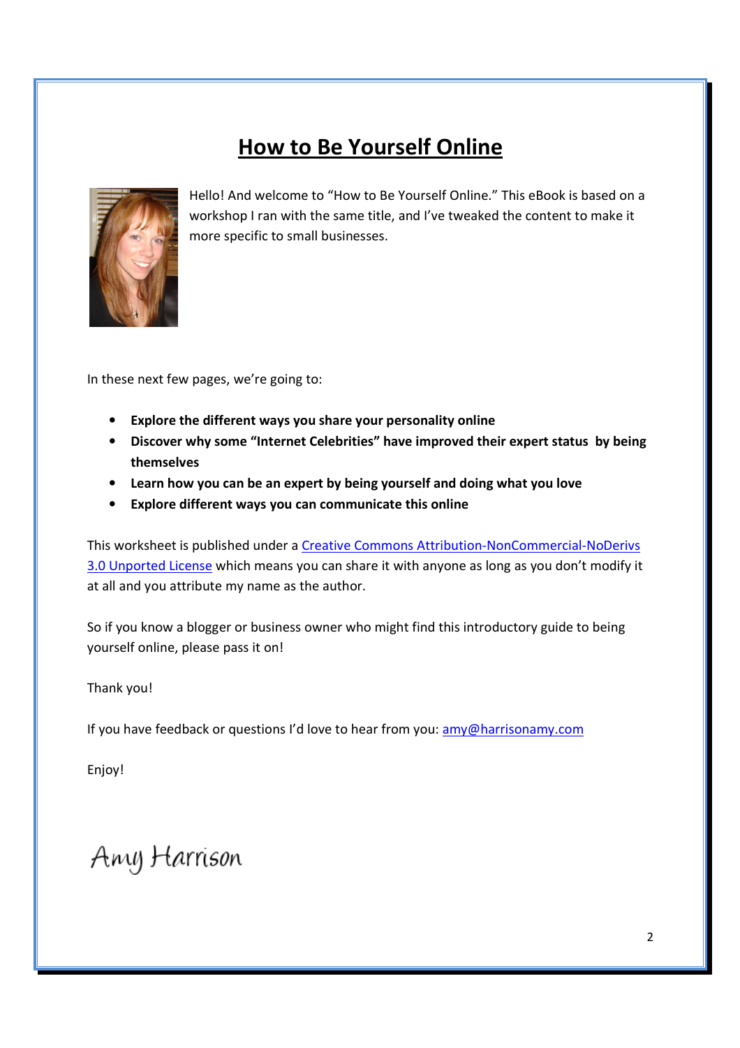# How to Be Yourself Online

Hello! And welcome to "How to Be Yourself Online." This eBook is based on a workshop I ran with the same title, and I've tweaked the content to make it more specific to small businesses.

In these next few pages, we're going to:

- **Explore the different ways you share your personality online**
- **Discover why some "Internet Celebrities" have improved their expert status by being themselves**
- **Learn how you can be an expert by being yourself and doing what you love**
- **Explore different ways you can communicate this online**

This worksheet is published under a [Creative Commons Attribution-NonCommercial-NoDerivs 3.0 Unported License]() which means you can share it with anyone as long as you don't modify it at all and you attribute my name as the author.

So if you know a blogger or business owner who might find this introductory guide to being yourself online, please pass it on!

Thank you!

If you have feedback or questions I'd love to hear from you: [amy@harrisonamy.com](mailto:amy@harrisonamy.com)

Enjoy!

*Amy Harrison*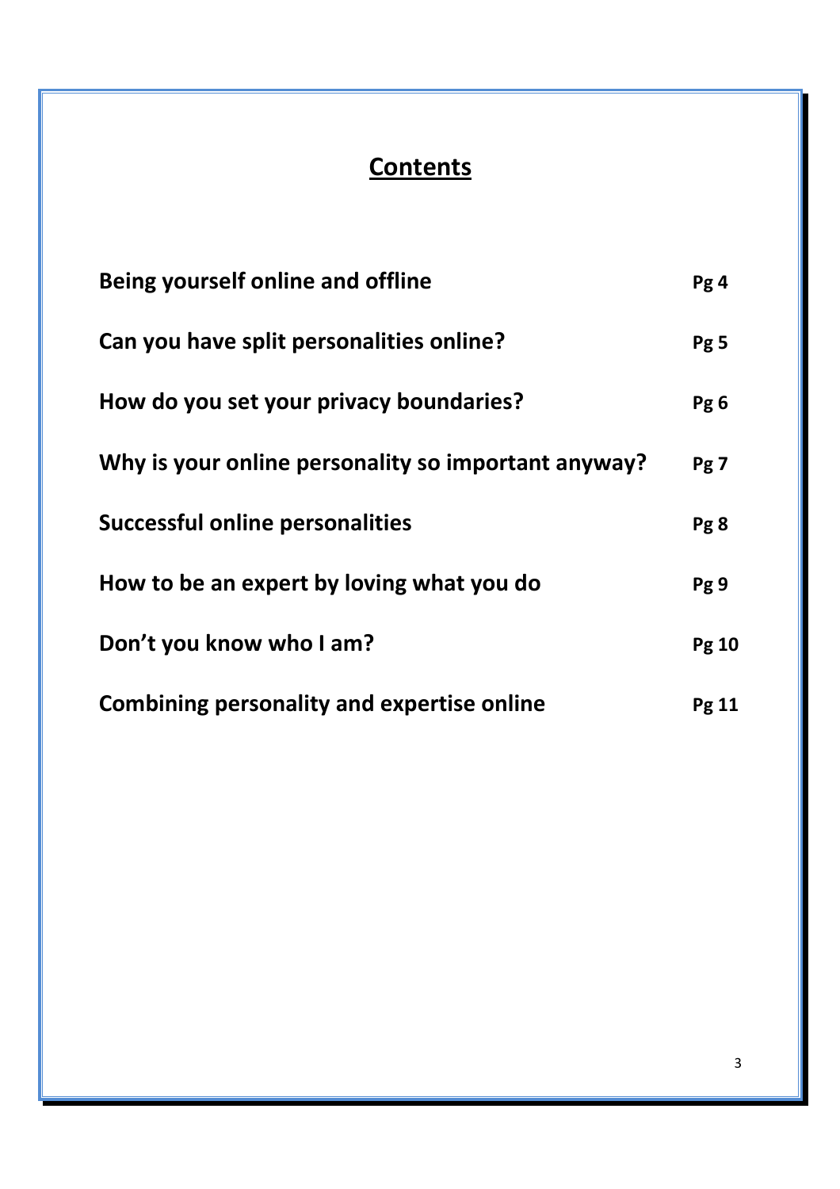# Contents

| | |
|---|---|
| **Being yourself online and offline** | **Pg 4** |
| **Can you have split personalities online?** | **Pg 5** |
| **How do you set your privacy boundaries?** | **Pg 6** |
| **Why is your online personality so important anyway?** | **Pg 7** |
| **Successful online personalities** | **Pg 8** |
| **How to be an expert by loving what you do** | **Pg 9** |
| **Don't you know who I am?** | **Pg 10** |
| **Combining personality and expertise online** | **Pg 11** |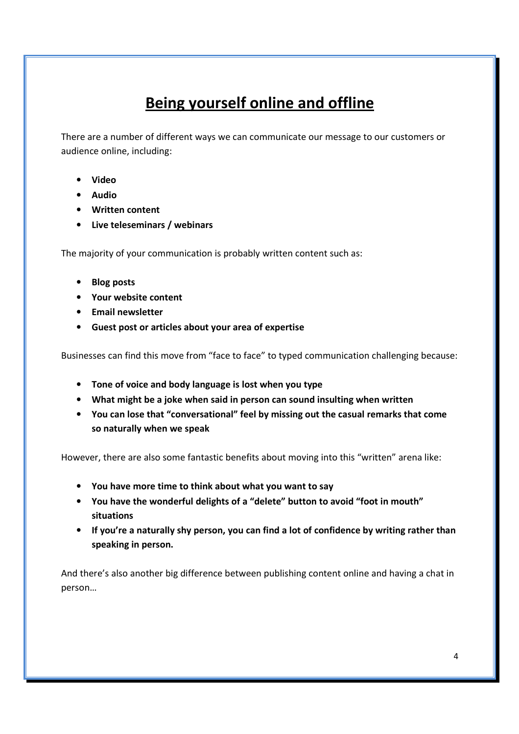# Being yourself online and offline

There are a number of different ways we can communicate our message to our customers or audience online, including:

- **Video**
- **Audio**
- **Written content**
- **Live teleseminars / webinars**

The majority of your communication is probably written content such as:

- **Blog posts**
- **Your website content**
- **Email newsletter**
- **Guest post or articles about your area of expertise**

Businesses can find this move from "face to face" to typed communication challenging because:

- **Tone of voice and body language is lost when you type**
- **What might be a joke when said in person can sound insulting when written**
- **You can lose that "conversational" feel by missing out the casual remarks that come so naturally when we speak**

However, there are also some fantastic benefits about moving into this "written" arena like:

- **You have more time to think about what you want to say**
- **You have the wonderful delights of a "delete" button to avoid "foot in mouth" situations**
- **If you're a naturally shy person, you can find a lot of confidence by writing rather than speaking in person.**

And there's also another big difference between publishing content online and having a chat in person…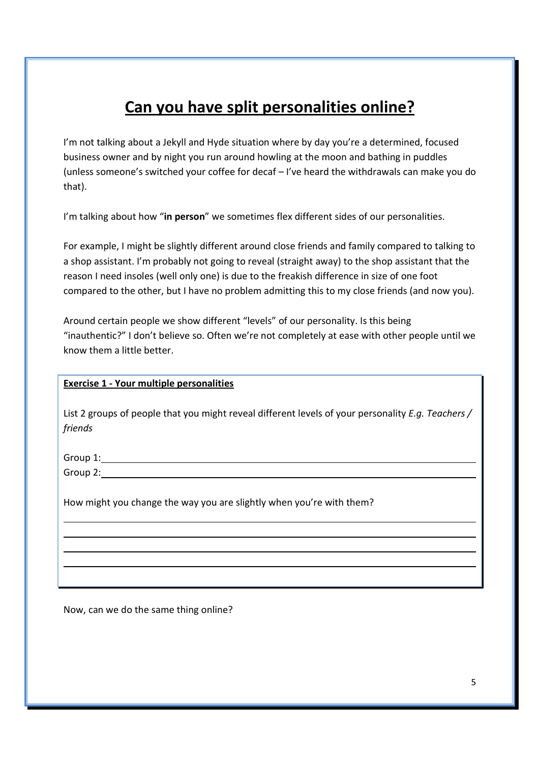# Can you have split personalities online?

I'm not talking about a Jekyll and Hyde situation where by day you're a determined, focused business owner and by night you run around howling at the moon and bathing in puddles (unless someone's switched your coffee for decaf – I've heard the withdrawals can make you do that).

I'm talking about how "**in person**" we sometimes flex different sides of our personalities.

For example, I might be slightly different around close friends and family compared to talking to a shop assistant. I'm probably not going to reveal (straight away) to the shop assistant that the reason I need insoles (well only one) is due to the freakish difference in size of one foot compared to the other, but I have no problem admitting this to my close friends (and now you).

Around certain people we show different "levels" of our personality. Is this being "inauthentic?" I don't believe so. Often we're not completely at ease with other people until we know them a little better.

**Exercise 1 - Your multiple personalities**

List 2 groups of people that you might reveal different levels of your personality *E.g. Teachers / friends*

Group 1: ______________________________

Group 2: ______________________________

How might you change the way you are slightly when you're with them?

______________________________

______________________________

______________________________

______________________________

Now, can we do the same thing online?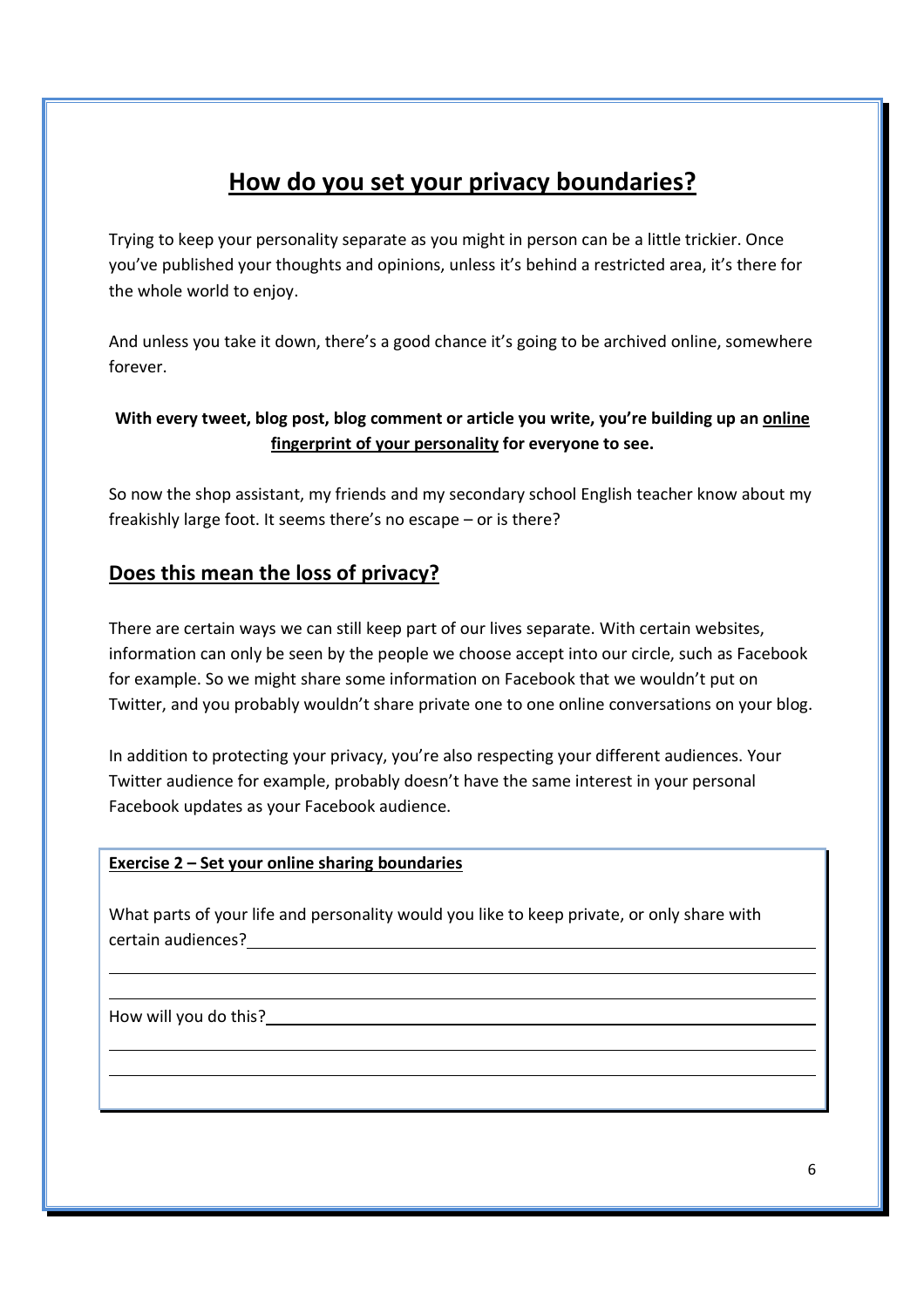# How do you set your privacy boundaries?

Trying to keep your personality separate as you might in person can be a little trickier. Once you've published your thoughts and opinions, unless it's behind a restricted area, it's there for the whole world to enjoy.

And unless you take it down, there's a good chance it's going to be archived online, somewhere forever.

**With every tweet, blog post, blog comment or article you write, you're building up an <u>online fingerprint of your personality</u> for everyone to see.**

So now the shop assistant, my friends and my secondary school English teacher know about my freakishly large foot. It seems there's no escape – or is there?

## Does this mean the loss of privacy?

There are certain ways we can still keep part of our lives separate. With certain websites, information can only be seen by the people we choose accept into our circle, such as Facebook for example. So we might share some information on Facebook that we wouldn't put on Twitter, and you probably wouldn't share private one to one online conversations on your blog.

In addition to protecting your privacy, you're also respecting your different audiences. Your Twitter audience for example, probably doesn't have the same interest in your personal Facebook updates as your Facebook audience.

**<u>Exercise 2 – Set your online sharing boundaries</u>**

What parts of your life and personality would you like to keep private, or only share with certain audiences?\_\_\_\_\_\_\_\_\_\_\_\_\_\_\_\_\_\_\_\_\_\_\_\_\_\_\_\_\_\_\_\_\_\_\_\_\_\_\_\_\_\_\_\_\_\_\_\_\_\_\_\_\_\_\_\_\_\_\_\_

\_\_\_\_\_\_\_\_\_\_\_\_\_\_\_\_\_\_\_\_\_\_\_\_\_\_\_\_\_\_\_\_\_\_\_\_\_\_\_\_\_\_\_\_\_\_\_\_\_\_\_\_\_\_\_\_\_\_\_\_\_\_\_\_\_\_\_\_\_\_\_\_\_\_\_\_\_\_

\_\_\_\_\_\_\_\_\_\_\_\_\_\_\_\_\_\_\_\_\_\_\_\_\_\_\_\_\_\_\_\_\_\_\_\_\_\_\_\_\_\_\_\_\_\_\_\_\_\_\_\_\_\_\_\_\_\_\_\_\_\_\_\_\_\_\_\_\_\_\_\_\_\_\_\_\_\_

How will you do this?\_\_\_\_\_\_\_\_\_\_\_\_\_\_\_\_\_\_\_\_\_\_\_\_\_\_\_\_\_\_\_\_\_\_\_\_\_\_\_\_\_\_\_\_\_\_\_\_\_\_\_\_\_\_\_\_\_\_\_\_\_\_

\_\_\_\_\_\_\_\_\_\_\_\_\_\_\_\_\_\_\_\_\_\_\_\_\_\_\_\_\_\_\_\_\_\_\_\_\_\_\_\_\_\_\_\_\_\_\_\_\_\_\_\_\_\_\_\_\_\_\_\_\_\_\_\_\_\_\_\_\_\_\_\_\_\_\_\_\_\_

\_\_\_\_\_\_\_\_\_\_\_\_\_\_\_\_\_\_\_\_\_\_\_\_\_\_\_\_\_\_\_\_\_\_\_\_\_\_\_\_\_\_\_\_\_\_\_\_\_\_\_\_\_\_\_\_\_\_\_\_\_\_\_\_\_\_\_\_\_\_\_\_\_\_\_\_\_\_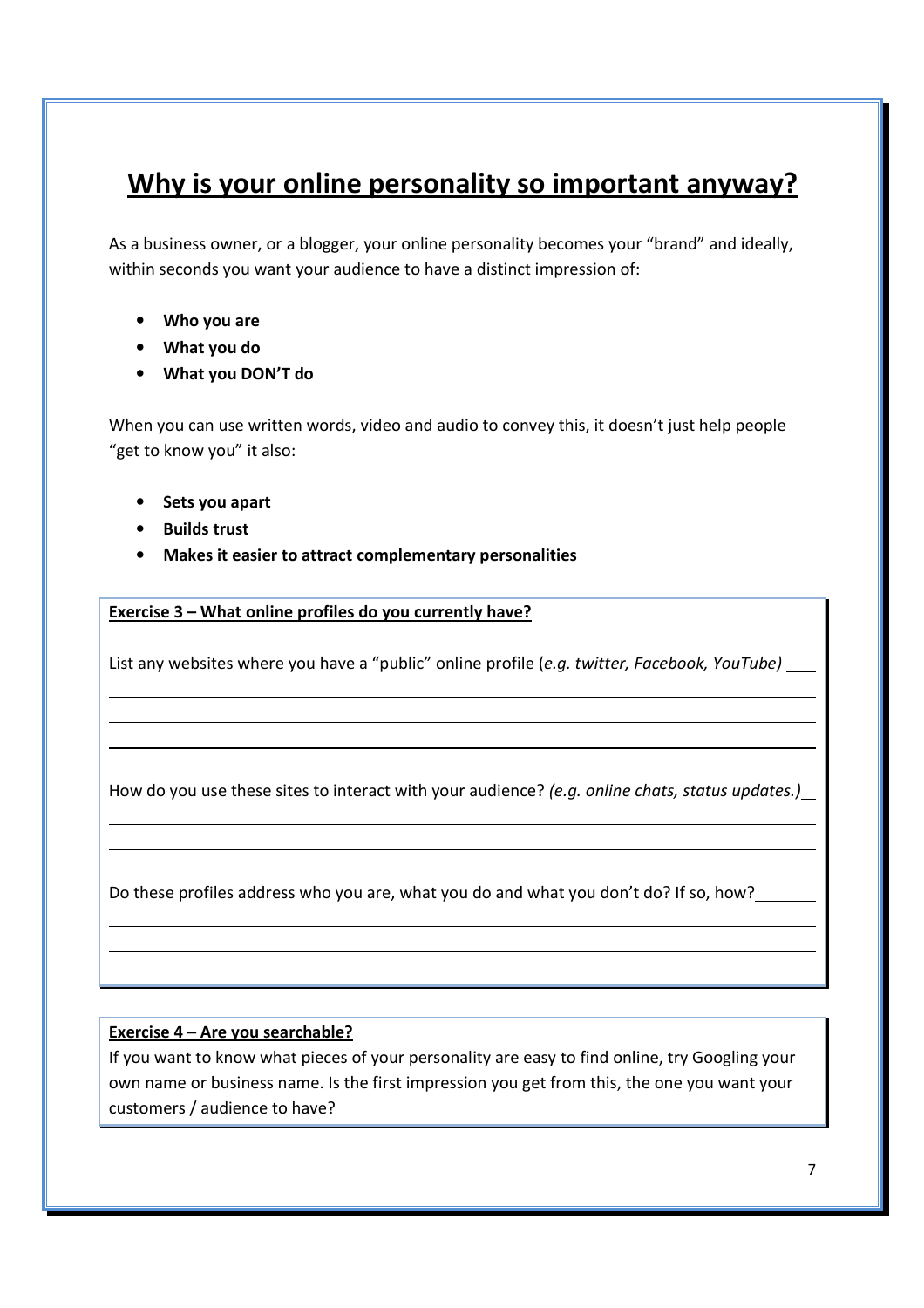# Why is your online personality so important anyway?

As a business owner, or a blogger, your online personality becomes your "brand" and ideally, within seconds you want your audience to have a distinct impression of:

- **Who you are**
- **What you do**
- **What you DON'T do**

When you can use written words, video and audio to convey this, it doesn't just help people "get to know you" it also:

- **Sets you apart**
- **Builds trust**
- **Makes it easier to attract complementary personalities**

**Exercise 3 – What online profiles do you currently have?**

List any websites where you have a "public" online profile (*e.g. twitter, Facebook, YouTube)* \_\_\_

\_\_\_\_\_\_\_\_\_\_\_\_\_\_\_\_\_\_\_\_\_\_\_\_\_\_\_\_\_\_\_\_\_\_\_\_\_\_\_\_\_\_\_\_\_\_\_\_\_\_\_\_\_\_\_\_\_\_\_\_\_\_\_\_\_\_\_\_\_\_

\_\_\_\_\_\_\_\_\_\_\_\_\_\_\_\_\_\_\_\_\_\_\_\_\_\_\_\_\_\_\_\_\_\_\_\_\_\_\_\_\_\_\_\_\_\_\_\_\_\_\_\_\_\_\_\_\_\_\_\_\_\_\_\_\_\_\_\_\_\_

\_\_\_\_\_\_\_\_\_\_\_\_\_\_\_\_\_\_\_\_\_\_\_\_\_\_\_\_\_\_\_\_\_\_\_\_\_\_\_\_\_\_\_\_\_\_\_\_\_\_\_\_\_\_\_\_\_\_\_\_\_\_\_\_\_\_\_\_\_\_

How do you use these sites to interact with your audience? *(e.g. online chats, status updates.)* \_\_

\_\_\_\_\_\_\_\_\_\_\_\_\_\_\_\_\_\_\_\_\_\_\_\_\_\_\_\_\_\_\_\_\_\_\_\_\_\_\_\_\_\_\_\_\_\_\_\_\_\_\_\_\_\_\_\_\_\_\_\_\_\_\_\_\_\_\_\_\_\_

\_\_\_\_\_\_\_\_\_\_\_\_\_\_\_\_\_\_\_\_\_\_\_\_\_\_\_\_\_\_\_\_\_\_\_\_\_\_\_\_\_\_\_\_\_\_\_\_\_\_\_\_\_\_\_\_\_\_\_\_\_\_\_\_\_\_\_\_\_\_

Do these profiles address who you are, what you do and what you don't do? If so, how? \_\_\_\_\_\_\_

\_\_\_\_\_\_\_\_\_\_\_\_\_\_\_\_\_\_\_\_\_\_\_\_\_\_\_\_\_\_\_\_\_\_\_\_\_\_\_\_\_\_\_\_\_\_\_\_\_\_\_\_\_\_\_\_\_\_\_\_\_\_\_\_\_\_\_\_\_\_

\_\_\_\_\_\_\_\_\_\_\_\_\_\_\_\_\_\_\_\_\_\_\_\_\_\_\_\_\_\_\_\_\_\_\_\_\_\_\_\_\_\_\_\_\_\_\_\_\_\_\_\_\_\_\_\_\_\_\_\_\_\_\_\_\_\_\_\_\_\_

**Exercise 4 – Are you searchable?**

If you want to know what pieces of your personality are easy to find online, try Googling your own name or business name. Is the first impression you get from this, the one you want your customers / audience to have?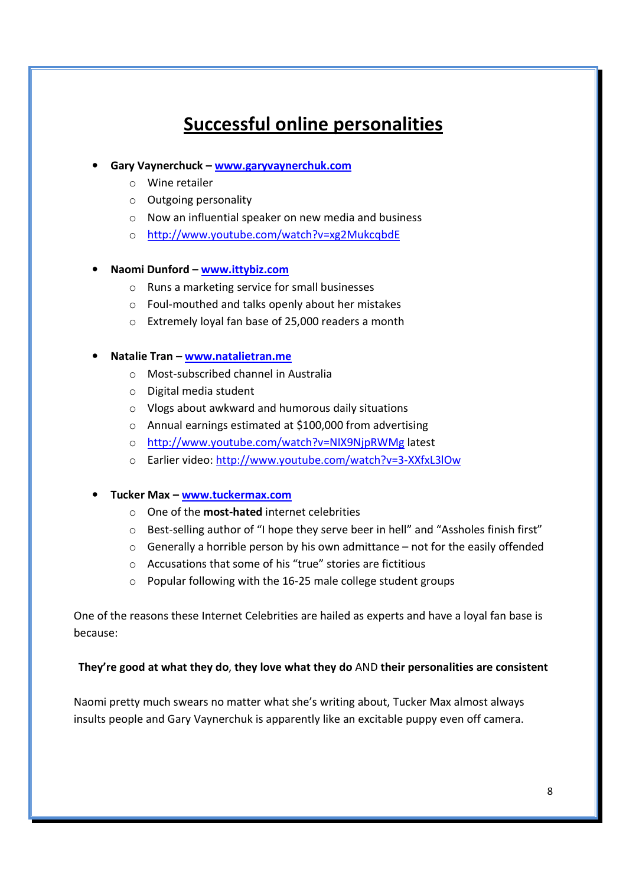# Successful online personalities

- **Gary Vaynerchuck – [www.garyvaynerchuk.com](http://www.garyvaynerchuk.com)**
  - Wine retailer
  - Outgoing personality
  - Now an influential speaker on new media and business
  - http://www.youtube.com/watch?v=xg2MukcqbdE

- **Naomi Dunford – [www.ittybiz.com](http://www.ittybiz.com)**
  - Runs a marketing service for small businesses
  - Foul-mouthed and talks openly about her mistakes
  - Extremely loyal fan base of 25,000 readers a month

- **Natalie Tran – [www.natalietran.me](http://www.natalietran.me)**
  - Most-subscribed channel in Australia
  - Digital media student
  - Vlogs about awkward and humorous daily situations
  - Annual earnings estimated at $100,000 from advertising
  - http://www.youtube.com/watch?v=NIX9NjpRWMg latest
  - Earlier video: http://www.youtube.com/watch?v=3-XXfxL3lOw

- **Tucker Max – [www.tuckermax.com](http://www.tuckermax.com)**
  - One of the **most-hated** internet celebrities
  - Best-selling author of "I hope they serve beer in hell" and "Assholes finish first"
  - Generally a horrible person by his own admittance – not for the easily offended
  - Accusations that some of his "true" stories are fictitious
  - Popular following with the 16-25 male college student groups

One of the reasons these Internet Celebrities are hailed as experts and have a loyal fan base is because:

**They're good at what they do**, **they love what they do** AND **their personalities are consistent**

Naomi pretty much swears no matter what she's writing about, Tucker Max almost always insults people and Gary Vaynerchuk is apparently like an excitable puppy even off camera.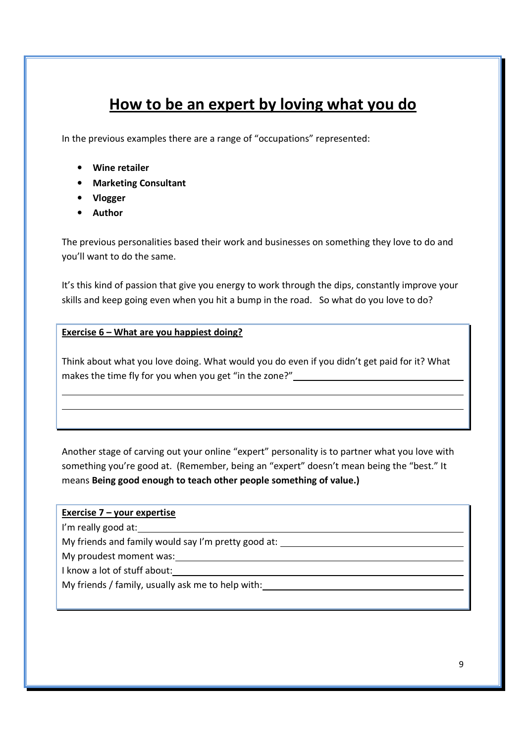# How to be an expert by loving what you do

In the previous examples there are a range of "occupations" represented:

- **Wine retailer**
- **Marketing Consultant**
- **Vlogger**
- **Author**

The previous personalities based their work and businesses on something they love to do and you'll want to do the same.

It's this kind of passion that give you energy to work through the dips, constantly improve your skills and keep going even when you hit a bump in the road. So what do you love to do?

**Exercise 6 – What are you happiest doing?**

Think about what you love doing. What would you do even if you didn't get paid for it? What makes the time fly for you when you get "in the zone?" ______________________________

______________________________________________________________________________

______________________________________________________________________________

Another stage of carving out your online "expert" personality is to partner what you love with something you're good at. (Remember, being an "expert" doesn't mean being the "best." It means **Being good enough to teach other people something of value.)**

**Exercise 7 – your expertise**

I'm really good at: ______________________________________________________________

My friends and family would say I'm pretty good at: ______________________________

My proudest moment was: ________________________________________________________

I know a lot of stuff about: ______________________________________________________

My friends / family, usually ask me to help with: _________________________________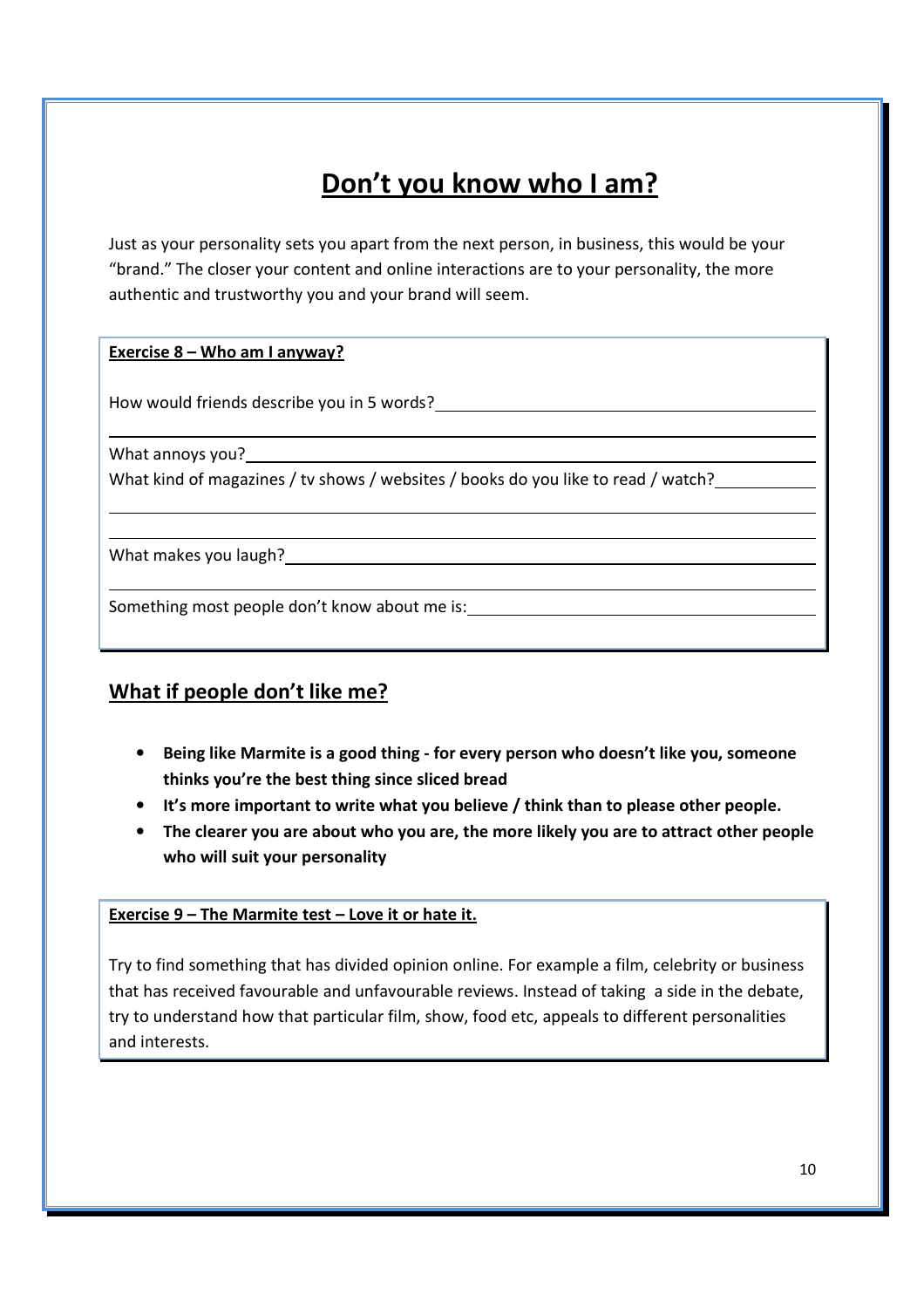# Don't you know who I am?

Just as your personality sets you apart from the next person, in business, this would be your "brand." The closer your content and online interactions are to your personality, the more authentic and trustworthy you and your brand will seem.

**Exercise 8 – Who am I anyway?**

How would friends describe you in 5 words?

What annoys you?

What kind of magazines / tv shows / websites / books do you like to read / watch?

What makes you laugh?

Something most people don't know about me is:

## What if people don't like me?

- **Being like Marmite is a good thing - for every person who doesn't like you, someone thinks you're the best thing since sliced bread**
- **It's more important to write what you believe / think than to please other people.**
- **The clearer you are about who you are, the more likely you are to attract other people who will suit your personality**

**Exercise 9 – The Marmite test – Love it or hate it.**

Try to find something that has divided opinion online. For example a film, celebrity or business that has received favourable and unfavourable reviews. Instead of taking a side in the debate, try to understand how that particular film, show, food etc, appeals to different personalities and interests.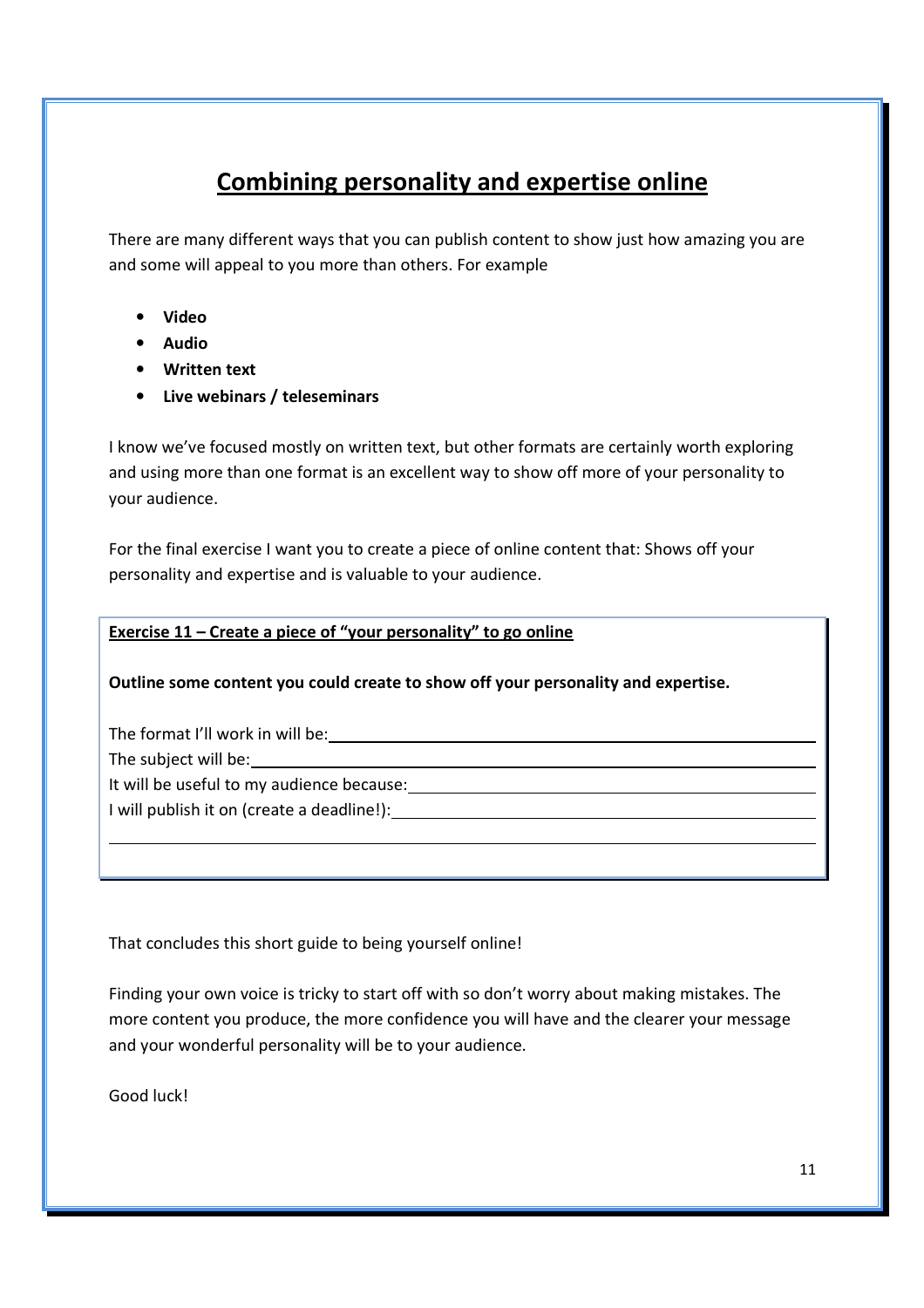# Combining personality and expertise online

There are many different ways that you can publish content to show just how amazing you are and some will appeal to you more than others. For example

- **Video**
- **Audio**
- **Written text**
- **Live webinars / teleseminars**

I know we've focused mostly on written text, but other formats are certainly worth exploring and using more than one format is an excellent way to show off more of your personality to your audience.

For the final exercise I want you to create a piece of online content that: Shows off your personality and expertise and is valuable to your audience.

**Exercise 11 – Create a piece of "your personality" to go online**

**Outline some content you could create to show off your personality and expertise.**

The format I'll work in will be: ______________________________

The subject will be: ______________________________

It will be useful to my audience because: ______________________________

I will publish it on (create a deadline!): ______________________________

______________________________

That concludes this short guide to being yourself online!

Finding your own voice is tricky to start off with so don't worry about making mistakes. The more content you produce, the more confidence you will have and the clearer your message and your wonderful personality will be to your audience.

Good luck!